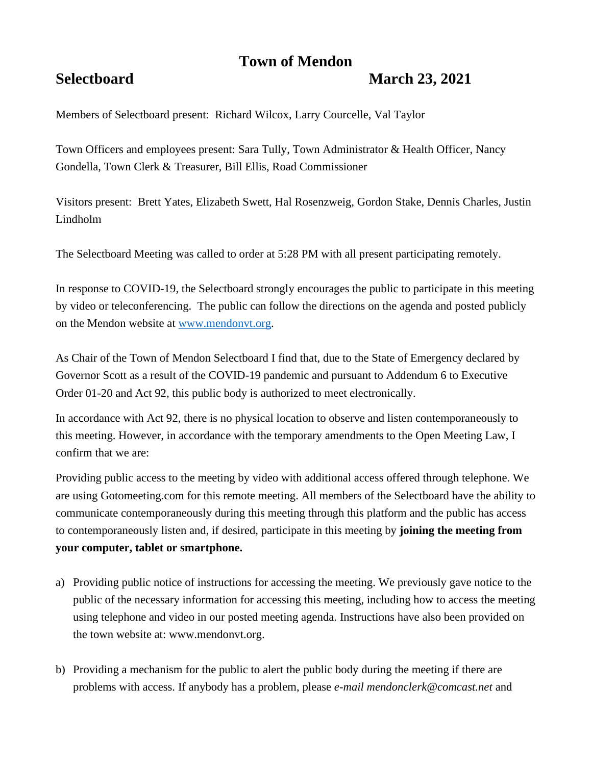# Town of Mendon

**Selectboard** **March 23, 2021**

Members of Selectboard present: Richard Wilcox, Larry Courcelle, Val Taylor

Town Officers and employees present: Sara Tully, Town Administrator & Health Officer, Nancy Gondella, Town Clerk & Treasurer, Bill Ellis, Road Commissioner

Visitors present: Brett Yates, Elizabeth Swett, Hal Rosenzweig, Gordon Stake, Dennis Charles, Justin Lindholm

The Selectboard Meeting was called to order at 5:28 PM with all present participating remotely.

In response to COVID-19, the Selectboard strongly encourages the public to participate in this meeting by video or teleconferencing. The public can follow the directions on the agenda and posted publicly on the Mendon website at [www.mendonvt.org](http://www.mendonvt.org).

As Chair of the Town of Mendon Selectboard I find that, due to the State of Emergency declared by Governor Scott as a result of the COVID-19 pandemic and pursuant to Addendum 6 to Executive Order 01-20 and Act 92, this public body is authorized to meet electronically.

In accordance with Act 92, there is no physical location to observe and listen contemporaneously to this meeting. However, in accordance with the temporary amendments to the Open Meeting Law, I confirm that we are:

Providing public access to the meeting by video with additional access offered through telephone. We are using Gotomeeting.com for this remote meeting. All members of the Selectboard have the ability to communicate contemporaneously during this meeting through this platform and the public has access to contemporaneously listen and, if desired, participate in this meeting by **joining the meeting from your computer, tablet or smartphone.**

a) Providing public notice of instructions for accessing the meeting. We previously gave notice to the public of the necessary information for accessing this meeting, including how to access the meeting using telephone and video in our posted meeting agenda. Instructions have also been provided on the town website at: www.mendonvt.org.

b) Providing a mechanism for the public to alert the public body during the meeting if there are problems with access. If anybody has a problem, please *e-mail mendonclerk@comcast.net* and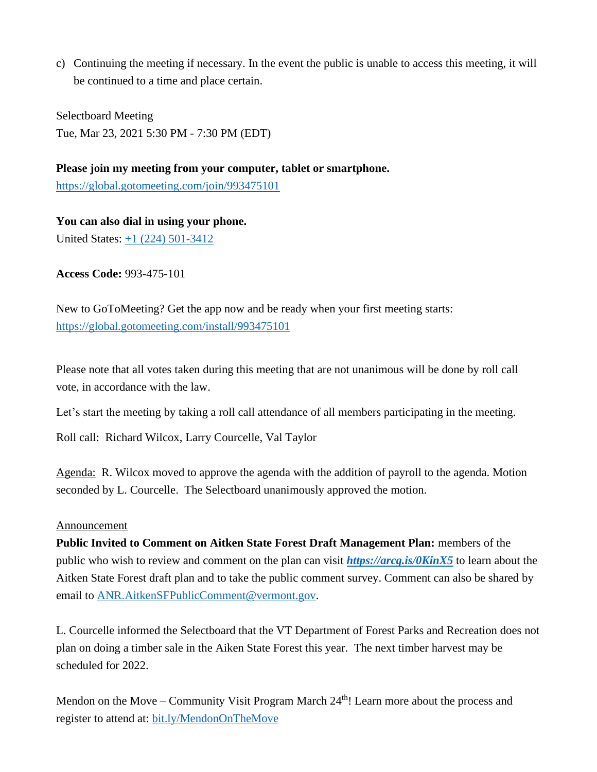c) Continuing the meeting if necessary. In the event the public is unable to access this meeting, it will be continued to a time and place certain.

Selectboard Meeting
Tue, Mar 23, 2021 5:30 PM - 7:30 PM (EDT)

**Please join my meeting from your computer, tablet or smartphone.**
https://global.gotomeeting.com/join/993475101

**You can also dial in using your phone.**
United States: +1 (224) 501-3412

**Access Code:** 993-475-101

New to GoToMeeting? Get the app now and be ready when your first meeting starts:
https://global.gotomeeting.com/install/993475101

Please note that all votes taken during this meeting that are not unanimous will be done by roll call vote, in accordance with the law.

Let's start the meeting by taking a roll call attendance of all members participating in the meeting.

Roll call: Richard Wilcox, Larry Courcelle, Val Taylor

Agenda: R. Wilcox moved to approve the agenda with the addition of payroll to the agenda. Motion seconded by L. Courcelle. The Selectboard unanimously approved the motion.

Announcement

**Public Invited to Comment on Aitken State Forest Draft Management Plan:** members of the public who wish to review and comment on the plan can visit ***https://arcg.is/0KinX5*** to learn about the Aitken State Forest draft plan and to take the public comment survey. Comment can also be shared by email to ANR.AitkenSFPublicComment@vermont.gov.

L. Courcelle informed the Selectboard that the VT Department of Forest Parks and Recreation does not plan on doing a timber sale in the Aiken State Forest this year. The next timber harvest may be scheduled for 2022.

Mendon on the Move – Community Visit Program March 24th! Learn more about the process and register to attend at: bit.ly/MendonOnTheMove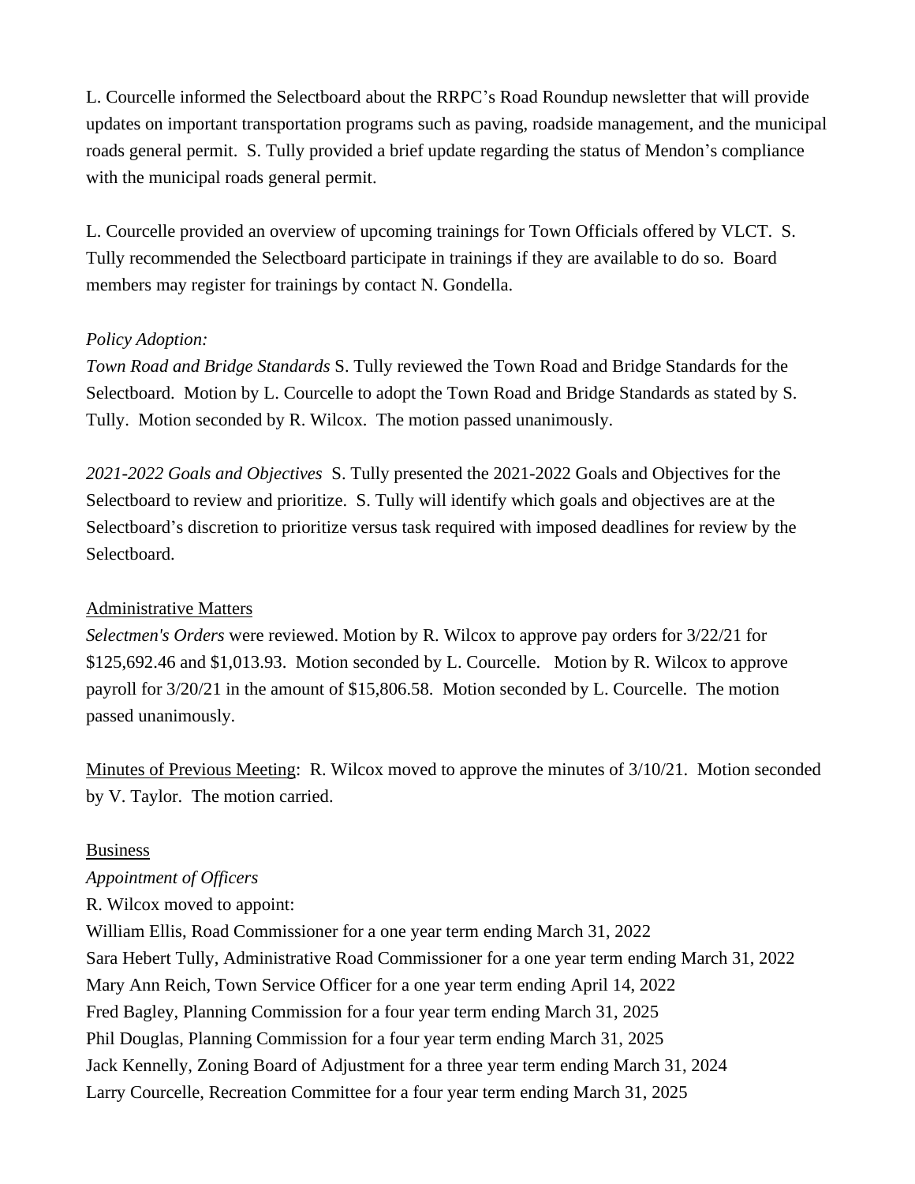L. Courcelle informed the Selectboard about the RRPC's Road Roundup newsletter that will provide updates on important transportation programs such as paving, roadside management, and the municipal roads general permit. S. Tully provided a brief update regarding the status of Mendon's compliance with the municipal roads general permit.

L. Courcelle provided an overview of upcoming trainings for Town Officials offered by VLCT. S. Tully recommended the Selectboard participate in trainings if they are available to do so. Board members may register for trainings by contact N. Gondella.

*Policy Adoption:*

*Town Road and Bridge Standards* S. Tully reviewed the Town Road and Bridge Standards for the Selectboard. Motion by L. Courcelle to adopt the Town Road and Bridge Standards as stated by S. Tully. Motion seconded by R. Wilcox. The motion passed unanimously.

*2021-2022 Goals and Objectives* S. Tully presented the 2021-2022 Goals and Objectives for the Selectboard to review and prioritize. S. Tully will identify which goals and objectives are at the Selectboard's discretion to prioritize versus task required with imposed deadlines for review by the Selectboard.

<u>Administrative Matters</u>

*Selectmen's Orders* were reviewed. Motion by R. Wilcox to approve pay orders for 3/22/21 for $125,692.46 and $1,013.93. Motion seconded by L. Courcelle. Motion by R. Wilcox to approve payroll for 3/20/21 in the amount of $15,806.58. Motion seconded by L. Courcelle. The motion passed unanimously.

<u>Minutes of Previous Meeting</u>: R. Wilcox moved to approve the minutes of 3/10/21. Motion seconded by V. Taylor. The motion carried.

<u>Business</u>

*Appointment of Officers*

R. Wilcox moved to appoint:

William Ellis, Road Commissioner for a one year term ending March 31, 2022
Sara Hebert Tully, Administrative Road Commissioner for a one year term ending March 31, 2022
Mary Ann Reich, Town Service Officer for a one year term ending April 14, 2022
Fred Bagley, Planning Commission for a four year term ending March 31, 2025
Phil Douglas, Planning Commission for a four year term ending March 31, 2025
Jack Kennelly, Zoning Board of Adjustment for a three year term ending March 31, 2024
Larry Courcelle, Recreation Committee for a four year term ending March 31, 2025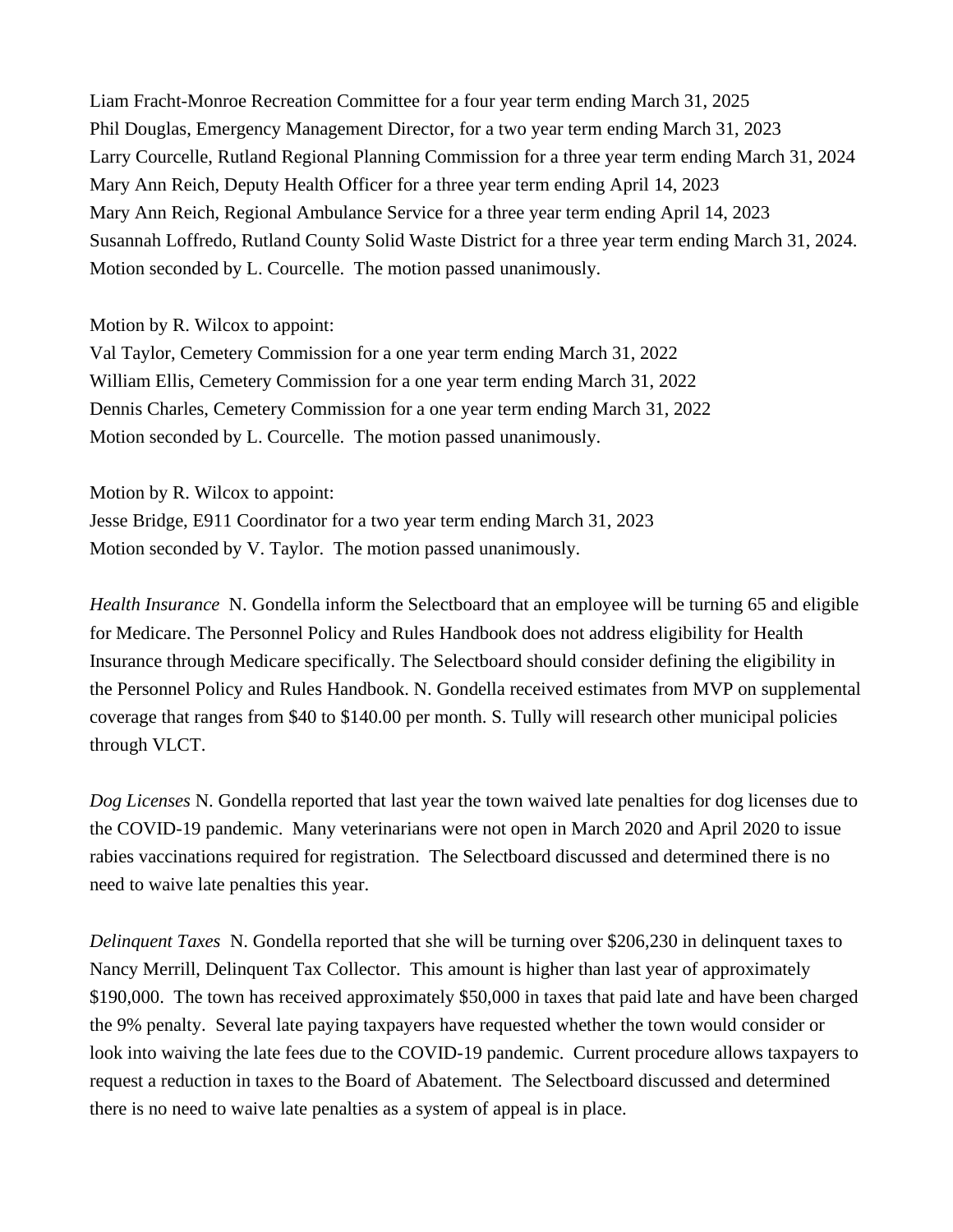Liam Fracht-Monroe Recreation Committee for a four year term ending March 31, 2025
Phil Douglas, Emergency Management Director, for a two year term ending March 31, 2023
Larry Courcelle, Rutland Regional Planning Commission for a three year term ending March 31, 2024
Mary Ann Reich, Deputy Health Officer for a three year term ending April 14, 2023
Mary Ann Reich, Regional Ambulance Service for a three year term ending April 14, 2023
Susannah Loffredo, Rutland County Solid Waste District for a three year term ending March 31, 2024.
Motion seconded by L. Courcelle. The motion passed unanimously.

Motion by R. Wilcox to appoint:
Val Taylor, Cemetery Commission for a one year term ending March 31, 2022
William Ellis, Cemetery Commission for a one year term ending March 31, 2022
Dennis Charles, Cemetery Commission for a one year term ending March 31, 2022
Motion seconded by L. Courcelle. The motion passed unanimously.

Motion by R. Wilcox to appoint:
Jesse Bridge, E911 Coordinator for a two year term ending March 31, 2023
Motion seconded by V. Taylor. The motion passed unanimously.

*Health Insurance* N. Gondella inform the Selectboard that an employee will be turning 65 and eligible for Medicare. The Personnel Policy and Rules Handbook does not address eligibility for Health Insurance through Medicare specifically. The Selectboard should consider defining the eligibility in the Personnel Policy and Rules Handbook. N. Gondella received estimates from MVP on supplemental coverage that ranges from $40 to $140.00 per month. S. Tully will research other municipal policies through VLCT.

*Dog Licenses* N. Gondella reported that last year the town waived late penalties for dog licenses due to the COVID-19 pandemic. Many veterinarians were not open in March 2020 and April 2020 to issue rabies vaccinations required for registration. The Selectboard discussed and determined there is no need to waive late penalties this year.

*Delinquent Taxes* N. Gondella reported that she will be turning over $206,230 in delinquent taxes to Nancy Merrill, Delinquent Tax Collector. This amount is higher than last year of approximately $190,000. The town has received approximately $50,000 in taxes that paid late and have been charged the 9% penalty. Several late paying taxpayers have requested whether the town would consider or look into waiving the late fees due to the COVID-19 pandemic. Current procedure allows taxpayers to request a reduction in taxes to the Board of Abatement. The Selectboard discussed and determined there is no need to waive late penalties as a system of appeal is in place.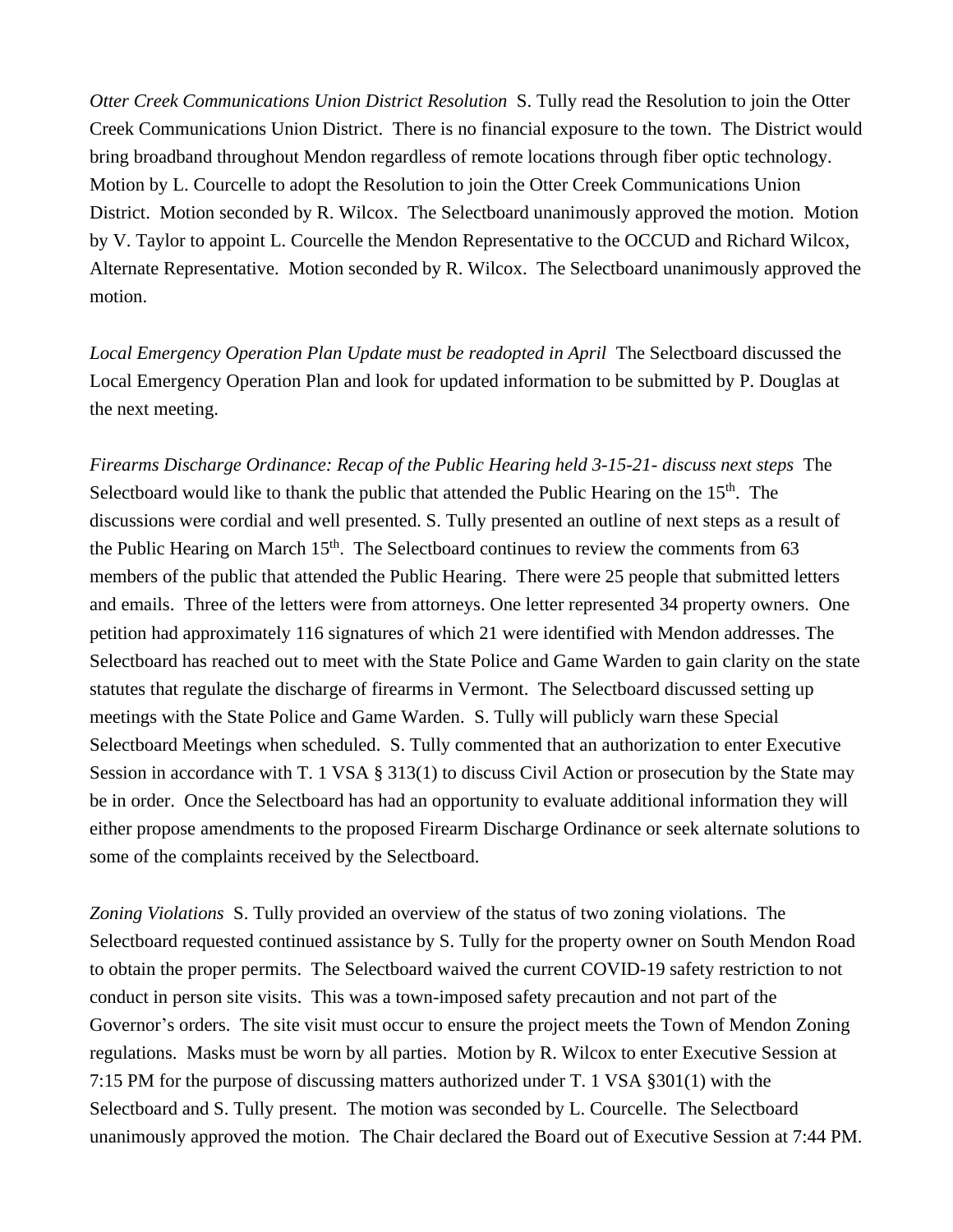*Otter Creek Communications Union District Resolution* S. Tully read the Resolution to join the Otter Creek Communications Union District. There is no financial exposure to the town. The District would bring broadband throughout Mendon regardless of remote locations through fiber optic technology. Motion by L. Courcelle to adopt the Resolution to join the Otter Creek Communications Union District. Motion seconded by R. Wilcox. The Selectboard unanimously approved the motion. Motion by V. Taylor to appoint L. Courcelle the Mendon Representative to the OCCUD and Richard Wilcox, Alternate Representative. Motion seconded by R. Wilcox. The Selectboard unanimously approved the motion.

*Local Emergency Operation Plan Update must be readopted in April* The Selectboard discussed the Local Emergency Operation Plan and look for updated information to be submitted by P. Douglas at the next meeting.

*Firearms Discharge Ordinance: Recap of the Public Hearing held 3-15-21- discuss next steps* The Selectboard would like to thank the public that attended the Public Hearing on the 15th. The discussions were cordial and well presented. S. Tully presented an outline of next steps as a result of the Public Hearing on March 15th. The Selectboard continues to review the comments from 63 members of the public that attended the Public Hearing. There were 25 people that submitted letters and emails. Three of the letters were from attorneys. One letter represented 34 property owners. One petition had approximately 116 signatures of which 21 were identified with Mendon addresses. The Selectboard has reached out to meet with the State Police and Game Warden to gain clarity on the state statutes that regulate the discharge of firearms in Vermont. The Selectboard discussed setting up meetings with the State Police and Game Warden. S. Tully will publicly warn these Special Selectboard Meetings when scheduled. S. Tully commented that an authorization to enter Executive Session in accordance with T. 1 VSA § 313(1) to discuss Civil Action or prosecution by the State may be in order. Once the Selectboard has had an opportunity to evaluate additional information they will either propose amendments to the proposed Firearm Discharge Ordinance or seek alternate solutions to some of the complaints received by the Selectboard.

*Zoning Violations* S. Tully provided an overview of the status of two zoning violations. The Selectboard requested continued assistance by S. Tully for the property owner on South Mendon Road to obtain the proper permits. The Selectboard waived the current COVID-19 safety restriction to not conduct in person site visits. This was a town-imposed safety precaution and not part of the Governor's orders. The site visit must occur to ensure the project meets the Town of Mendon Zoning regulations. Masks must be worn by all parties. Motion by R. Wilcox to enter Executive Session at 7:15 PM for the purpose of discussing matters authorized under T. 1 VSA §301(1) with the Selectboard and S. Tully present. The motion was seconded by L. Courcelle. The Selectboard unanimously approved the motion. The Chair declared the Board out of Executive Session at 7:44 PM.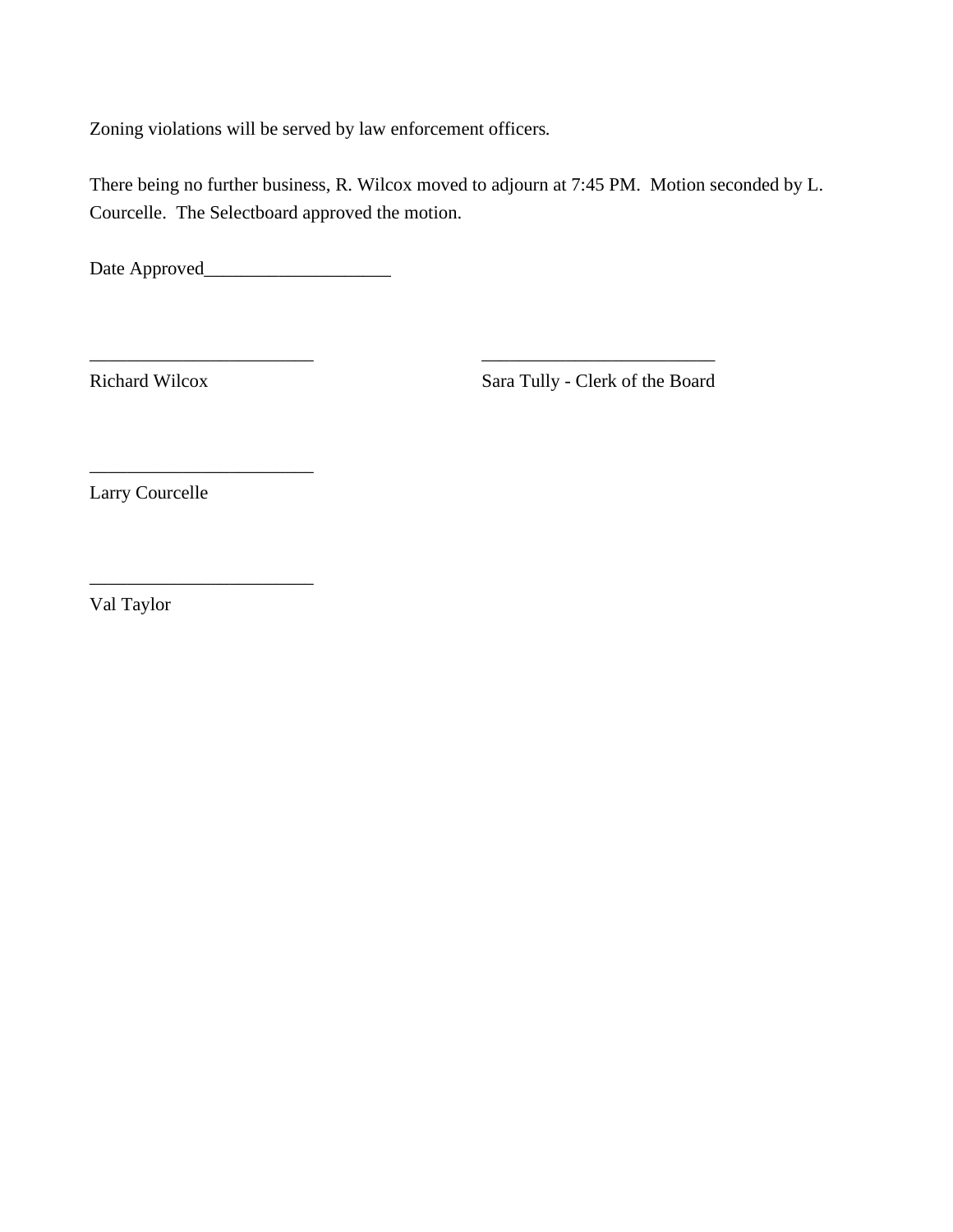Zoning violations will be served by law enforcement officers.

There being no further business, R. Wilcox moved to adjourn at 7:45 PM. Motion seconded by L. Courcelle. The Selectboard approved the motion.

Date Approved____________________

________________________
Richard Wilcox

_________________________
Sara Tully - Clerk of the Board

________________________
Larry Courcelle

________________________
Val Taylor